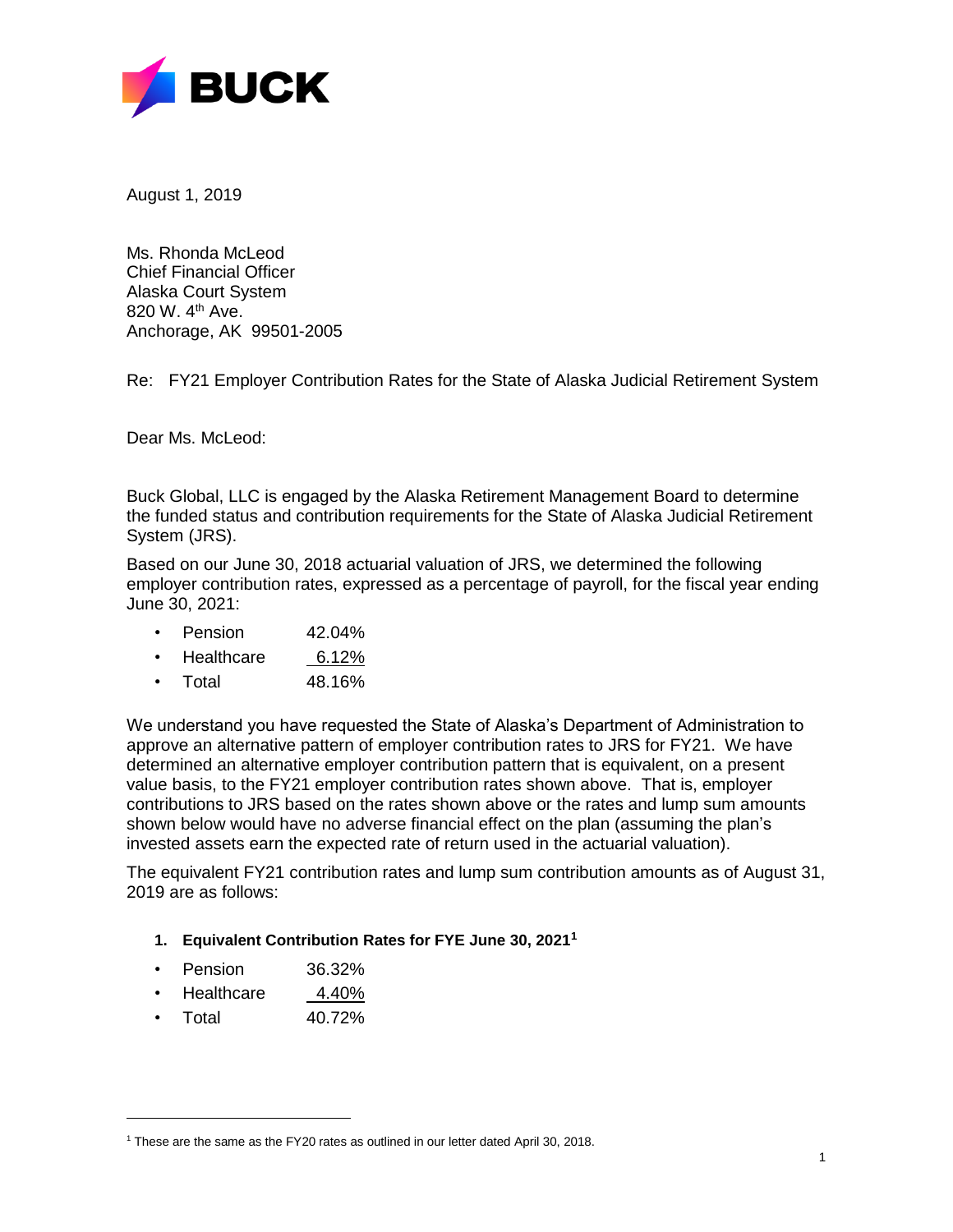**BUCK**

August 1, 2019

Ms. Rhonda McLeod
Chief Financial Officer
Alaska Court System
820 W. 4th Ave.
Anchorage, AK 99501-2005

Re: FY21 Employer Contribution Rates for the State of Alaska Judicial Retirement System

Dear Ms. McLeod:

Buck Global, LLC is engaged by the Alaska Retirement Management Board to determine the funded status and contribution requirements for the State of Alaska Judicial Retirement System (JRS).

Based on our June 30, 2018 actuarial valuation of JRS, we determined the following employer contribution rates, expressed as a percentage of payroll, for the fiscal year ending June 30, 2021:

- Pension 42.04%
- Healthcare 6.12%
- Total 48.16%

We understand you have requested the State of Alaska's Department of Administration to approve an alternative pattern of employer contribution rates to JRS for FY21. We have determined an alternative employer contribution pattern that is equivalent, on a present value basis, to the FY21 employer contribution rates shown above. That is, employer contributions to JRS based on the rates shown above or the rates and lump sum amounts shown below would have no adverse financial effect on the plan (assuming the plan's invested assets earn the expected rate of return used in the actuarial valuation).

The equivalent FY21 contribution rates and lump sum contribution amounts as of August 31, 2019 are as follows:

1. **Equivalent Contribution Rates for FYE June 30, 2021**[1]

- Pension 36.32%
- Healthcare 4.40%
- Total 40.72%

[1] These are the same as the FY20 rates as outlined in our letter dated April 30, 2018.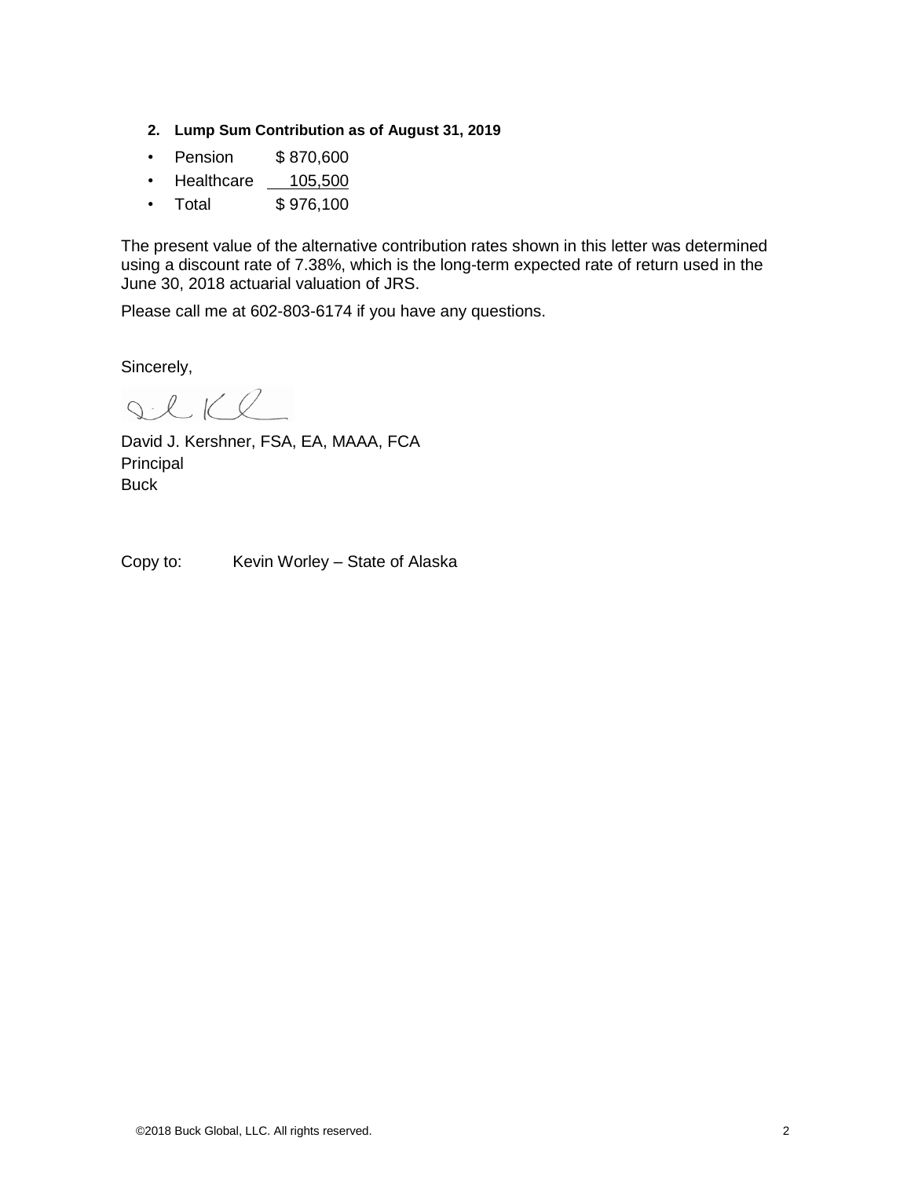**2. Lump Sum Contribution as of August 31, 2019**

- Pension $ 870,600
- Healthcare 105,500
- Total $ 976,100

The present value of the alternative contribution rates shown in this letter was determined using a discount rate of 7.38%, which is the long-term expected rate of return used in the June 30, 2018 actuarial valuation of JRS.

Please call me at 602-803-6174 if you have any questions.

Sincerely,

David J. Kershner, FSA, EA, MAAA, FCA
Principal
Buck

Copy to: Kevin Worley – State of Alaska

©2018 Buck Global, LLC. All rights reserved.